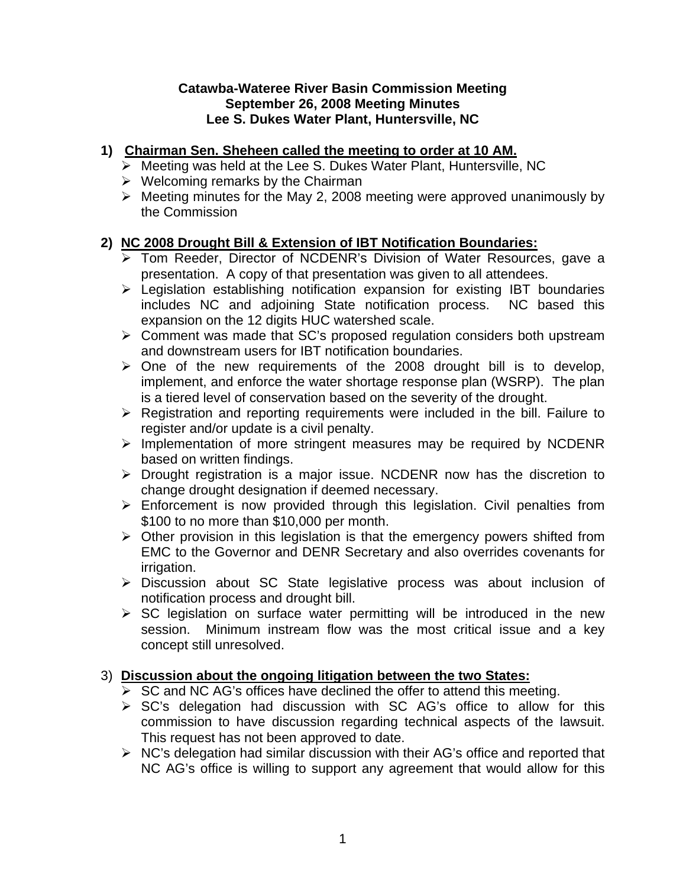**Catawba-Wateree River Basin Commission Meeting**
**September 26, 2008 Meeting Minutes**
**Lee S. Dukes Water Plant, Huntersville, NC**

1) **Chairman Sen. Sheheen called the meeting to order at 10 AM.**
   - Meeting was held at the Lee S. Dukes Water Plant, Huntersville, NC
   - Welcoming remarks by the Chairman
   - Meeting minutes for the May 2, 2008 meeting were approved unanimously by the Commission

2) **NC 2008 Drought Bill & Extension of IBT Notification Boundaries:**
   - Tom Reeder, Director of NCDENR's Division of Water Resources, gave a presentation. A copy of that presentation was given to all attendees.
   - Legislation establishing notification expansion for existing IBT boundaries includes NC and adjoining State notification process. NC based this expansion on the 12 digits HUC watershed scale.
   - Comment was made that SC's proposed regulation considers both upstream and downstream users for IBT notification boundaries.
   - One of the new requirements of the 2008 drought bill is to develop, implement, and enforce the water shortage response plan (WSRP). The plan is a tiered level of conservation based on the severity of the drought.
   - Registration and reporting requirements were included in the bill. Failure to register and/or update is a civil penalty.
   - Implementation of more stringent measures may be required by NCDENR based on written findings.
   - Drought registration is a major issue. NCDENR now has the discretion to change drought designation if deemed necessary.
   - Enforcement is now provided through this legislation. Civil penalties from $100 to no more than $10,000 per month.
   - Other provision in this legislation is that the emergency powers shifted from EMC to the Governor and DENR Secretary and also overrides covenants for irrigation.
   - Discussion about SC State legislative process was about inclusion of notification process and drought bill.
   - SC legislation on surface water permitting will be introduced in the new session. Minimum instream flow was the most critical issue and a key concept still unresolved.

3) **Discussion about the ongoing litigation between the two States:**
   - SC and NC AG's offices have declined the offer to attend this meeting.
   - SC's delegation had discussion with SC AG's office to allow for this commission to have discussion regarding technical aspects of the lawsuit. This request has not been approved to date.
   - NC's delegation had similar discussion with their AG's office and reported that NC AG's office is willing to support any agreement that would allow for this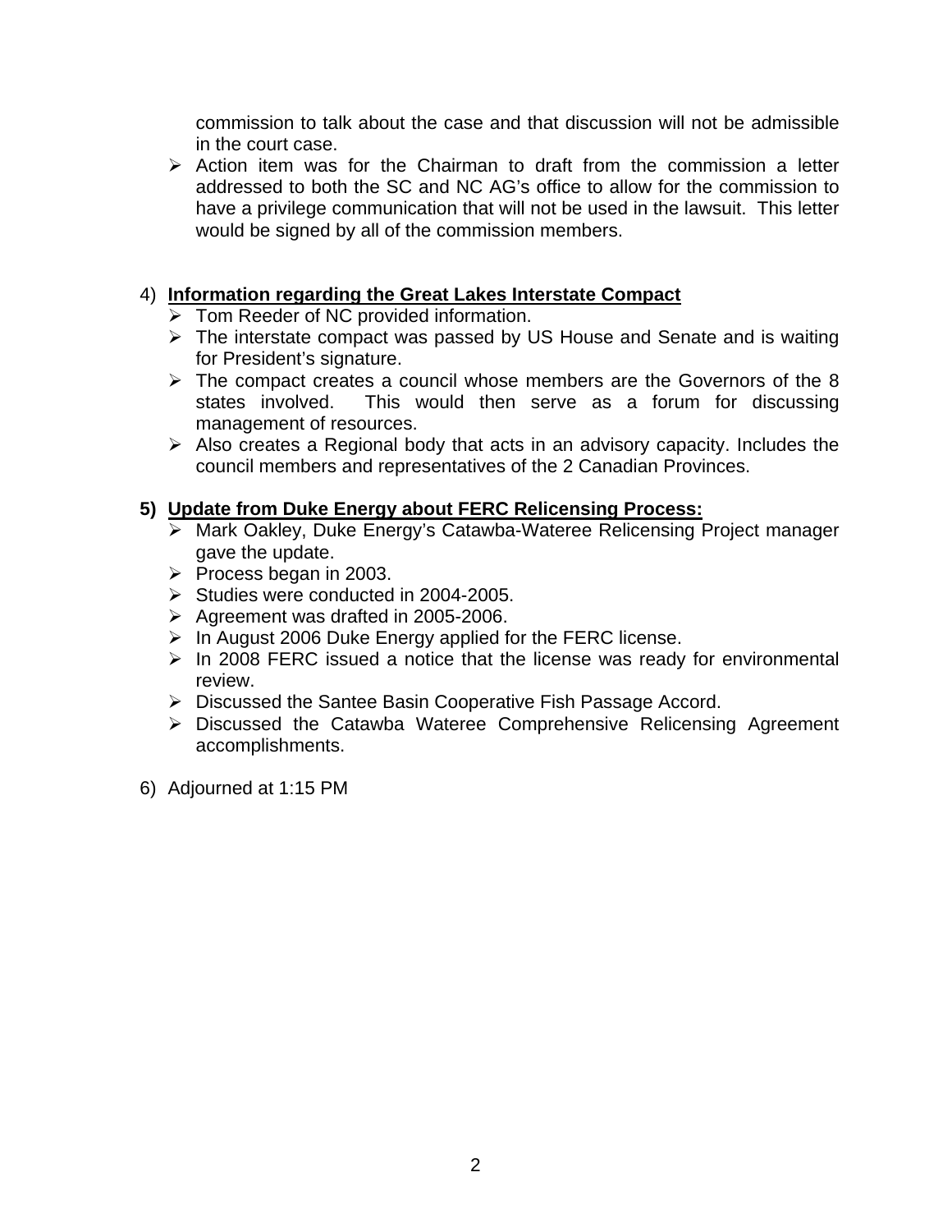commission to talk about the case and that discussion will not be admissible in the court case.

- Action item was for the Chairman to draft from the commission a letter addressed to both the SC and NC AG's office to allow for the commission to have a privilege communication that will not be used in the lawsuit. This letter would be signed by all of the commission members.

4) **Information regarding the Great Lakes Interstate Compact**
   - Tom Reeder of NC provided information.
   - The interstate compact was passed by US House and Senate and is waiting for President's signature.
   - The compact creates a council whose members are the Governors of the 8 states involved. This would then serve as a forum for discussing management of resources.
   - Also creates a Regional body that acts in an advisory capacity. Includes the council members and representatives of the 2 Canadian Provinces.

5) **Update from Duke Energy about FERC Relicensing Process:**
   - Mark Oakley, Duke Energy's Catawba-Wateree Relicensing Project manager gave the update.
   - Process began in 2003.
   - Studies were conducted in 2004-2005.
   - Agreement was drafted in 2005-2006.
   - In August 2006 Duke Energy applied for the FERC license.
   - In 2008 FERC issued a notice that the license was ready for environmental review.
   - Discussed the Santee Basin Cooperative Fish Passage Accord.
   - Discussed the Catawba Wateree Comprehensive Relicensing Agreement accomplishments.

6) Adjourned at 1:15 PM